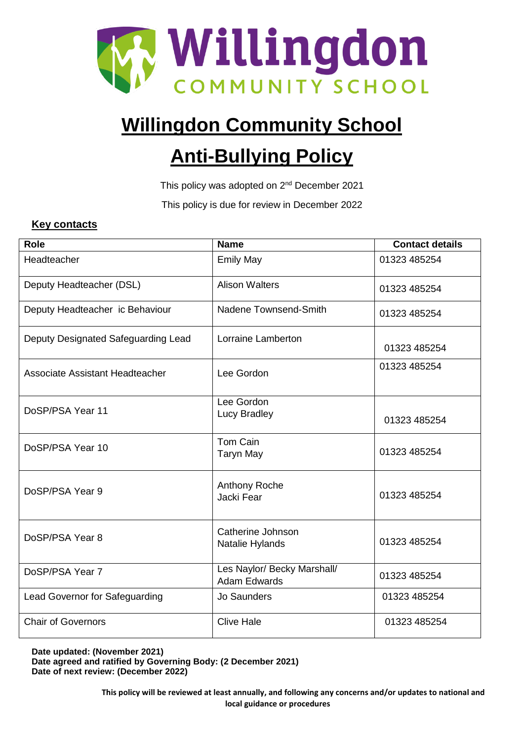Willingdon COMMUNITY SCHOOL

# Willingdon Community School

# Anti-Bullying Policy

This policy was adopted on 2nd December 2021

This policy is due for review in December 2022

**Key contacts**

| Role | Name | Contact details |
|---|---|---|
| Headteacher | Emily May | 01323 485254 |
| Deputy Headteacher (DSL) | Alison Walters | 01323 485254 |
| Deputy Headteacher ic Behaviour | Nadene Townsend-Smith | 01323 485254 |
| Deputy Designated Safeguarding Lead | Lorraine Lamberton | 01323 485254 |
| Associate Assistant Headteacher | Lee Gordon | 01323 485254 |
| DoSP/PSA Year 11 | Lee Gordon<br>Lucy Bradley | 01323 485254 |
| DoSP/PSA Year 10 | Tom Cain<br>Taryn May | 01323 485254 |
| DoSP/PSA Year 9 | Anthony Roche<br>Jacki Fear | 01323 485254 |
| DoSP/PSA Year 8 | Catherine Johnson<br>Natalie Hylands | 01323 485254 |
| DoSP/PSA Year 7 | Les Naylor/ Becky Marshall/ Adam Edwards | 01323 485254 |
| Lead Governor for Safeguarding | Jo Saunders | 01323 485254 |
| Chair of Governors | Clive Hale | 01323 485254 |

**Date updated: (November 2021)**
**Date agreed and ratified by Governing Body: (2 December 2021)**
**Date of next review: (December 2022)**

**This policy will be reviewed at least annually, and following any concerns and/or updates to national and local guidance or procedures**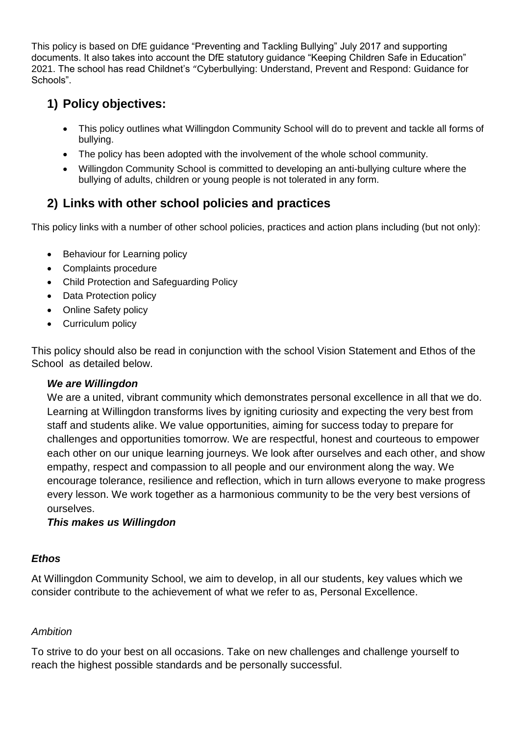This policy is based on DfE guidance "Preventing and Tackling Bullying" July 2017 and supporting documents. It also takes into account the DfE statutory guidance "Keeping Children Safe in Education" 2021. The school has read Childnet's "Cyberbullying: Understand, Prevent and Respond: Guidance for Schools".

## 1) Policy objectives:

- This policy outlines what Willingdon Community School will do to prevent and tackle all forms of bullying.
- The policy has been adopted with the involvement of the whole school community.
- Willingdon Community School is committed to developing an anti-bullying culture where the bullying of adults, children or young people is not tolerated in any form.

## 2) Links with other school policies and practices

This policy links with a number of other school policies, practices and action plans including (but not only):

- Behaviour for Learning policy
- Complaints procedure
- Child Protection and Safeguarding Policy
- Data Protection policy
- Online Safety policy
- Curriculum policy

This policy should also be read in conjunction with the school Vision Statement and Ethos of the School as detailed below.

***We are Willingdon***

We are a united, vibrant community which demonstrates personal excellence in all that we do. Learning at Willingdon transforms lives by igniting curiosity and expecting the very best from staff and students alike. We value opportunities, aiming for success today to prepare for challenges and opportunities tomorrow. We are respectful, honest and courteous to empower each other on our unique learning journeys. We look after ourselves and each other, and show empathy, respect and compassion to all people and our environment along the way. We encourage tolerance, resilience and reflection, which in turn allows everyone to make progress every lesson. We work together as a harmonious community to be the very best versions of ourselves.

***This makes us Willingdon***

***Ethos***

At Willingdon Community School, we aim to develop, in all our students, key values which we consider contribute to the achievement of what we refer to as, Personal Excellence.

*Ambition*

To strive to do your best on all occasions. Take on new challenges and challenge yourself to reach the highest possible standards and be personally successful.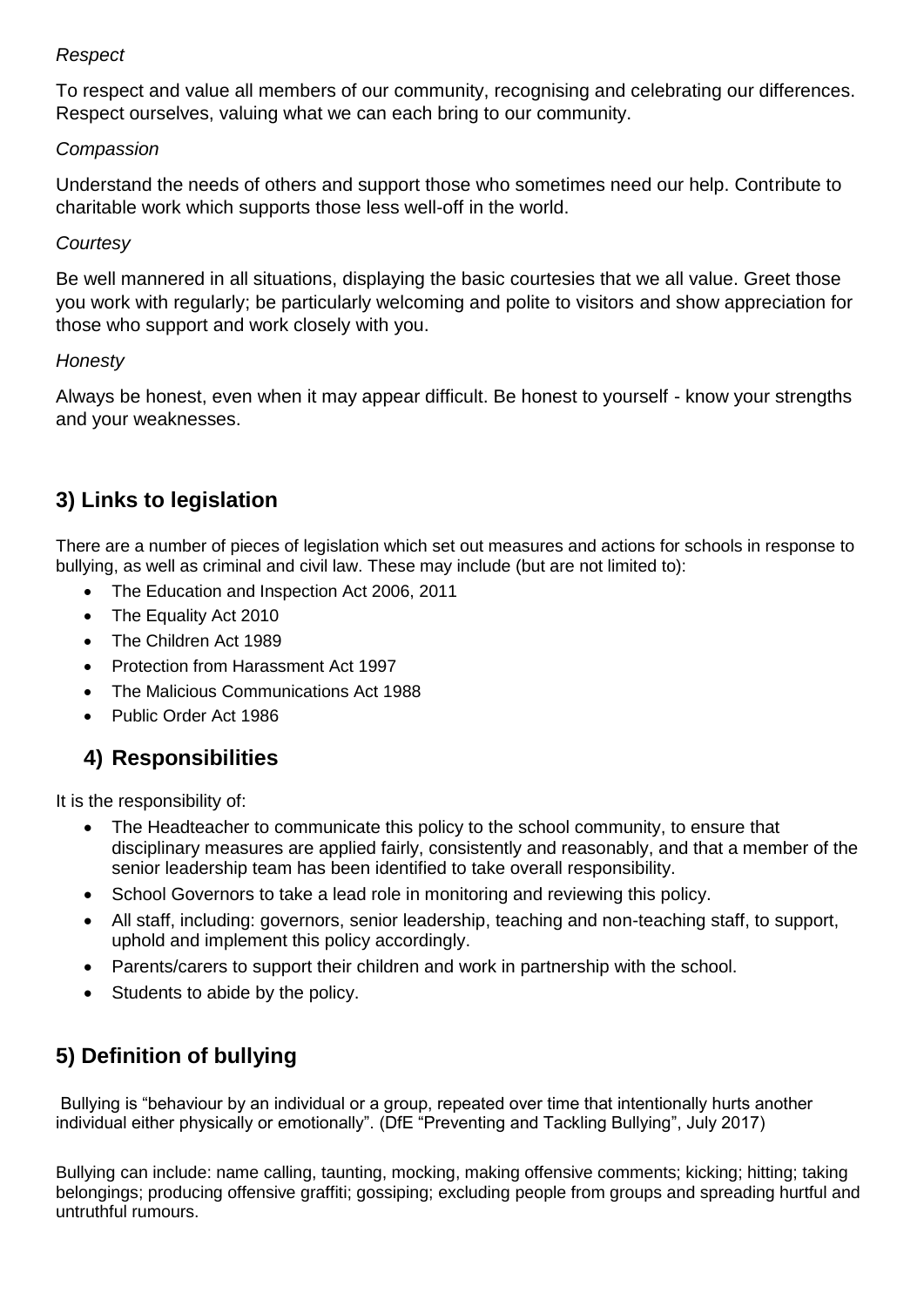*Respect*

To respect and value all members of our community, recognising and celebrating our differences. Respect ourselves, valuing what we can each bring to our community.

*Compassion*

Understand the needs of others and support those who sometimes need our help. Contribute to charitable work which supports those less well-off in the world.

*Courtesy*

Be well mannered in all situations, displaying the basic courtesies that we all value. Greet those you work with regularly; be particularly welcoming and polite to visitors and show appreciation for those who support and work closely with you.

*Honesty*

Always be honest, even when it may appear difficult. Be honest to yourself - know your strengths and your weaknesses.

## 3) Links to legislation

There are a number of pieces of legislation which set out measures and actions for schools in response to bullying, as well as criminal and civil law. These may include (but are not limited to):

- The Education and Inspection Act 2006, 2011
- The Equality Act 2010
- The Children Act 1989
- Protection from Harassment Act 1997
- The Malicious Communications Act 1988
- Public Order Act 1986

## 4) Responsibilities

It is the responsibility of:

- The Headteacher to communicate this policy to the school community, to ensure that disciplinary measures are applied fairly, consistently and reasonably, and that a member of the senior leadership team has been identified to take overall responsibility.
- School Governors to take a lead role in monitoring and reviewing this policy.
- All staff, including: governors, senior leadership, teaching and non-teaching staff, to support, uphold and implement this policy accordingly.
- Parents/carers to support their children and work in partnership with the school.
- Students to abide by the policy.

## 5) Definition of bullying

Bullying is "behaviour by an individual or a group, repeated over time that intentionally hurts another individual either physically or emotionally". (DfE "Preventing and Tackling Bullying", July 2017)

Bullying can include: name calling, taunting, mocking, making offensive comments; kicking; hitting; taking belongings; producing offensive graffiti; gossiping; excluding people from groups and spreading hurtful and untruthful rumours.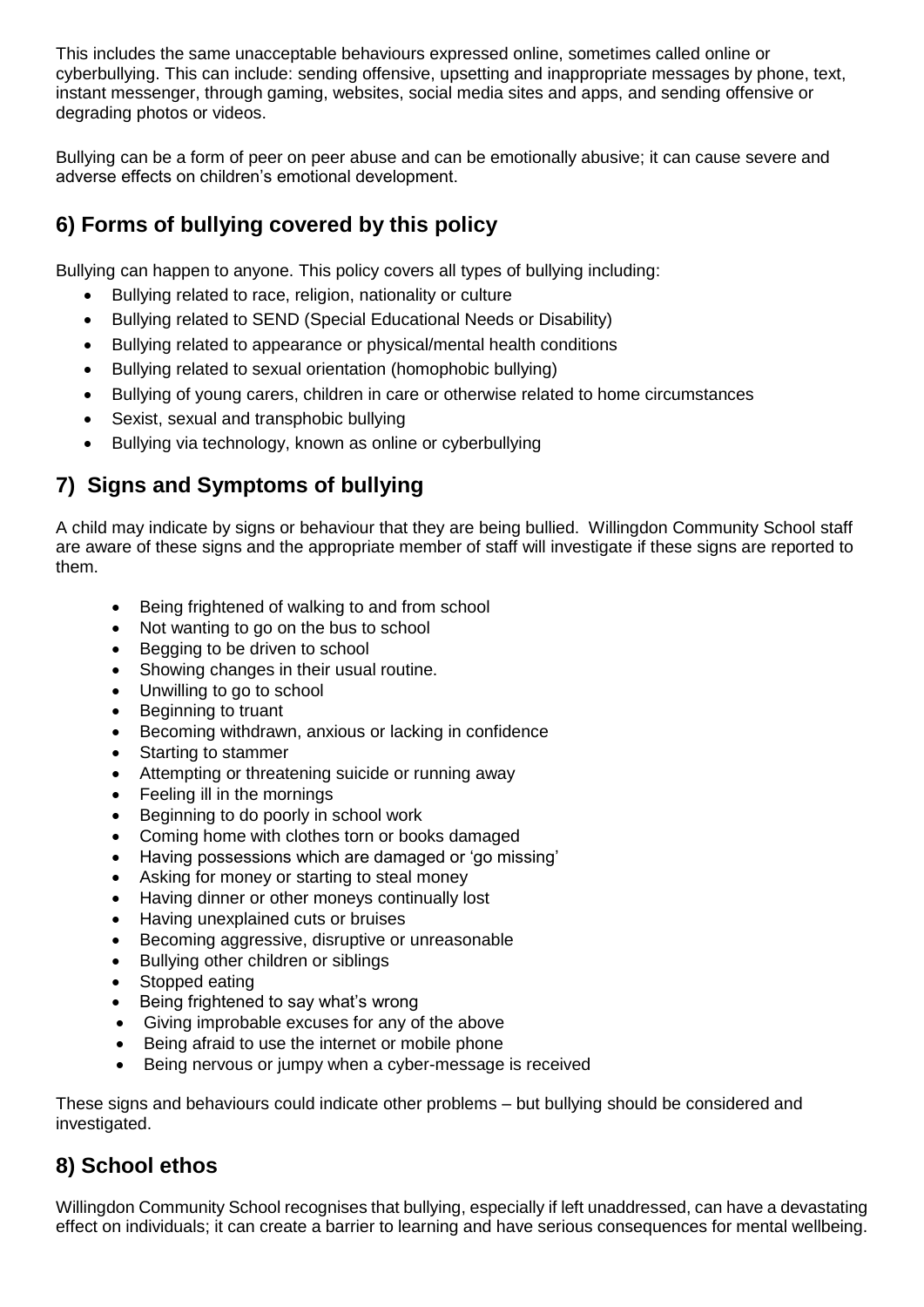This includes the same unacceptable behaviours expressed online, sometimes called online or cyberbullying. This can include: sending offensive, upsetting and inappropriate messages by phone, text, instant messenger, through gaming, websites, social media sites and apps, and sending offensive or degrading photos or videos.

Bullying can be a form of peer on peer abuse and can be emotionally abusive; it can cause severe and adverse effects on children's emotional development.

## 6) Forms of bullying covered by this policy

Bullying can happen to anyone. This policy covers all types of bullying including:

- Bullying related to race, religion, nationality or culture
- Bullying related to SEND (Special Educational Needs or Disability)
- Bullying related to appearance or physical/mental health conditions
- Bullying related to sexual orientation (homophobic bullying)
- Bullying of young carers, children in care or otherwise related to home circumstances
- Sexist, sexual and transphobic bullying
- Bullying via technology, known as online or cyberbullying

## 7) Signs and Symptoms of bullying

A child may indicate by signs or behaviour that they are being bullied. Willingdon Community School staff are aware of these signs and the appropriate member of staff will investigate if these signs are reported to them.

- Being frightened of walking to and from school
- Not wanting to go on the bus to school
- Begging to be driven to school
- Showing changes in their usual routine.
- Unwilling to go to school
- Beginning to truant
- Becoming withdrawn, anxious or lacking in confidence
- Starting to stammer
- Attempting or threatening suicide or running away
- Feeling ill in the mornings
- Beginning to do poorly in school work
- Coming home with clothes torn or books damaged
- Having possessions which are damaged or 'go missing'
- Asking for money or starting to steal money
- Having dinner or other moneys continually lost
- Having unexplained cuts or bruises
- Becoming aggressive, disruptive or unreasonable
- Bullying other children or siblings
- Stopped eating
- Being frightened to say what's wrong
- Giving improbable excuses for any of the above
- Being afraid to use the internet or mobile phone
- Being nervous or jumpy when a cyber-message is received

These signs and behaviours could indicate other problems – but bullying should be considered and investigated.

## 8) School ethos

Willingdon Community School recognises that bullying, especially if left unaddressed, can have a devastating effect on individuals; it can create a barrier to learning and have serious consequences for mental wellbeing.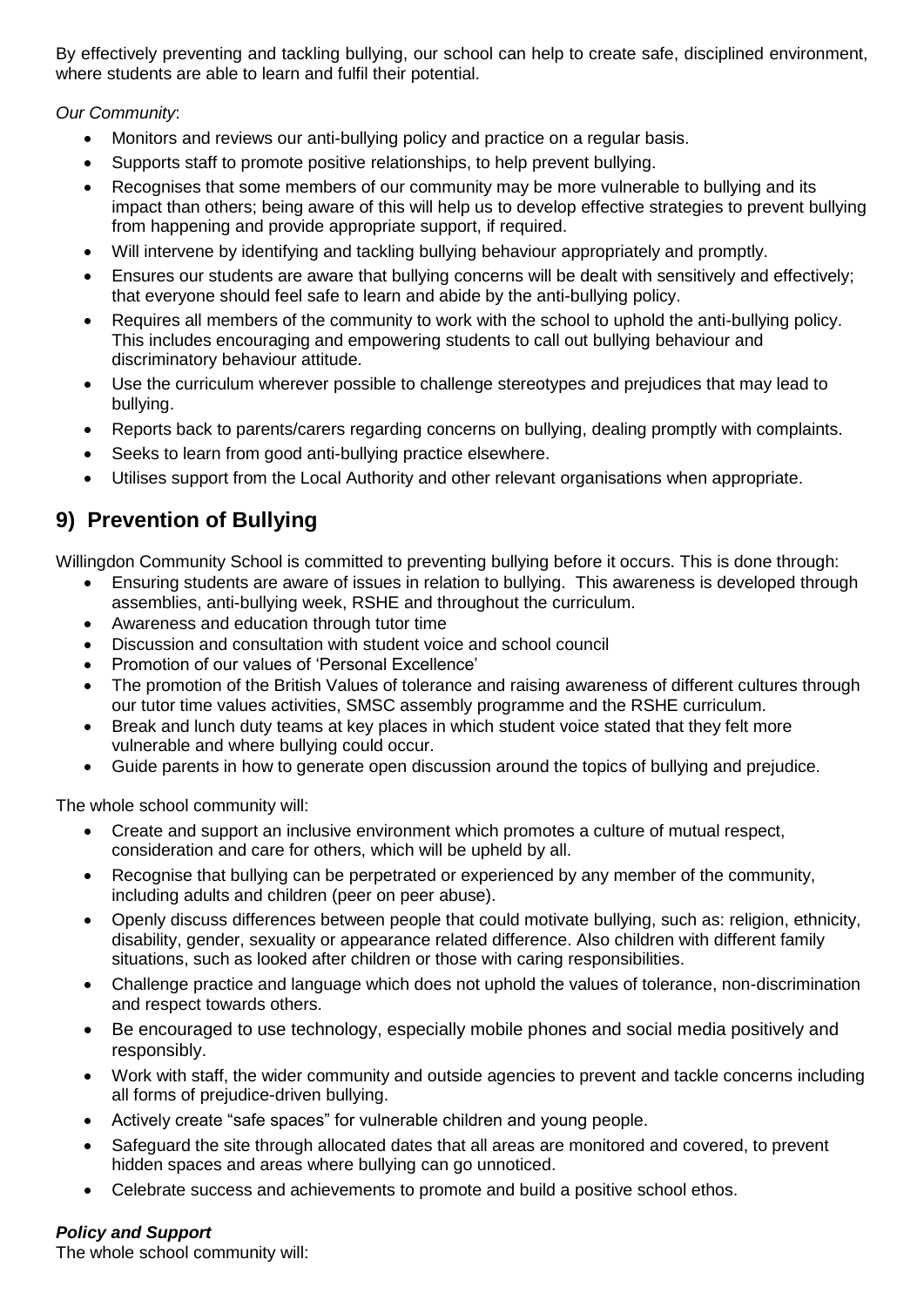By effectively preventing and tackling bullying, our school can help to create safe, disciplined environment, where students are able to learn and fulfil their potential.

*Our Community*:

- Monitors and reviews our anti-bullying policy and practice on a regular basis.
- Supports staff to promote positive relationships, to help prevent bullying.
- Recognises that some members of our community may be more vulnerable to bullying and its impact than others; being aware of this will help us to develop effective strategies to prevent bullying from happening and provide appropriate support, if required.
- Will intervene by identifying and tackling bullying behaviour appropriately and promptly.
- Ensures our students are aware that bullying concerns will be dealt with sensitively and effectively; that everyone should feel safe to learn and abide by the anti-bullying policy.
- Requires all members of the community to work with the school to uphold the anti-bullying policy. This includes encouraging and empowering students to call out bullying behaviour and discriminatory behaviour attitude.
- Use the curriculum wherever possible to challenge stereotypes and prejudices that may lead to bullying.
- Reports back to parents/carers regarding concerns on bullying, dealing promptly with complaints.
- Seeks to learn from good anti-bullying practice elsewhere.
- Utilises support from the Local Authority and other relevant organisations when appropriate.

## 9) Prevention of Bullying

Willingdon Community School is committed to preventing bullying before it occurs. This is done through:

- Ensuring students are aware of issues in relation to bullying. This awareness is developed through assemblies, anti-bullying week, RSHE and throughout the curriculum.
- Awareness and education through tutor time
- Discussion and consultation with student voice and school council
- Promotion of our values of 'Personal Excellence'
- The promotion of the British Values of tolerance and raising awareness of different cultures through our tutor time values activities, SMSC assembly programme and the RSHE curriculum.
- Break and lunch duty teams at key places in which student voice stated that they felt more vulnerable and where bullying could occur.
- Guide parents in how to generate open discussion around the topics of bullying and prejudice.

The whole school community will:

- Create and support an inclusive environment which promotes a culture of mutual respect, consideration and care for others, which will be upheld by all.
- Recognise that bullying can be perpetrated or experienced by any member of the community, including adults and children (peer on peer abuse).
- Openly discuss differences between people that could motivate bullying, such as: religion, ethnicity, disability, gender, sexuality or appearance related difference. Also children with different family situations, such as looked after children or those with caring responsibilities.
- Challenge practice and language which does not uphold the values of tolerance, non-discrimination and respect towards others.
- Be encouraged to use technology, especially mobile phones and social media positively and responsibly.
- Work with staff, the wider community and outside agencies to prevent and tackle concerns including all forms of prejudice-driven bullying.
- Actively create "safe spaces" for vulnerable children and young people.
- Safeguard the site through allocated dates that all areas are monitored and covered, to prevent hidden spaces and areas where bullying can go unnoticed.
- Celebrate success and achievements to promote and build a positive school ethos.

***Policy and Support***

The whole school community will: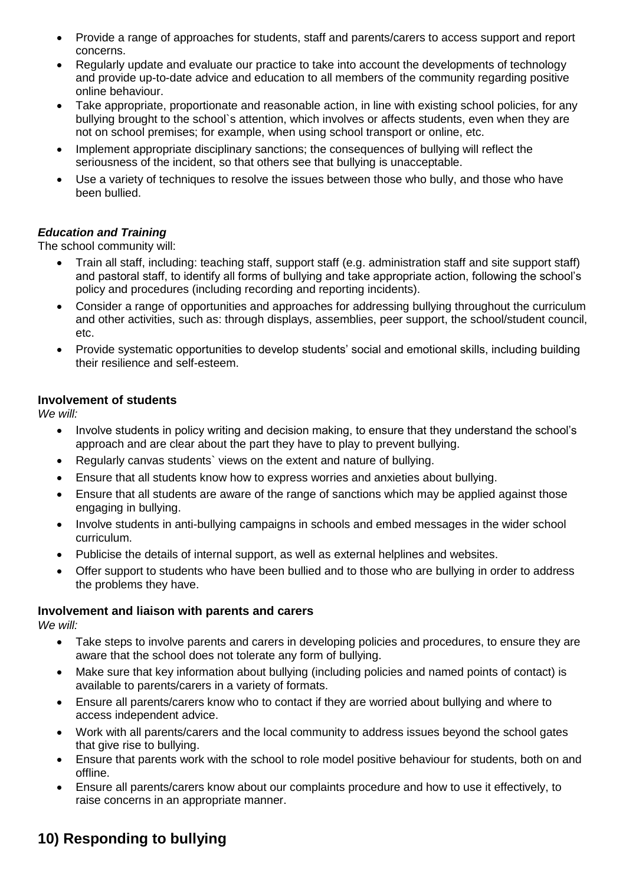- Provide a range of approaches for students, staff and parents/carers to access support and report concerns.
- Regularly update and evaluate our practice to take into account the developments of technology and provide up-to-date advice and education to all members of the community regarding positive online behaviour.
- Take appropriate, proportionate and reasonable action, in line with existing school policies, for any bullying brought to the school`s attention, which involves or affects students, even when they are not on school premises; for example, when using school transport or online, etc.
- Implement appropriate disciplinary sanctions; the consequences of bullying will reflect the seriousness of the incident, so that others see that bullying is unacceptable.
- Use a variety of techniques to resolve the issues between those who bully, and those who have been bullied.

***Education and Training***

The school community will:

- Train all staff, including: teaching staff, support staff (e.g. administration staff and site support staff) and pastoral staff, to identify all forms of bullying and take appropriate action, following the school's policy and procedures (including recording and reporting incidents).
- Consider a range of opportunities and approaches for addressing bullying throughout the curriculum and other activities, such as: through displays, assemblies, peer support, the school/student council, etc.
- Provide systematic opportunities to develop students' social and emotional skills, including building their resilience and self-esteem.

**Involvement of students**

*We will:*

- Involve students in policy writing and decision making, to ensure that they understand the school's approach and are clear about the part they have to play to prevent bullying.
- Regularly canvas students` views on the extent and nature of bullying.
- Ensure that all students know how to express worries and anxieties about bullying.
- Ensure that all students are aware of the range of sanctions which may be applied against those engaging in bullying.
- Involve students in anti-bullying campaigns in schools and embed messages in the wider school curriculum.
- Publicise the details of internal support, as well as external helplines and websites.
- Offer support to students who have been bullied and to those who are bullying in order to address the problems they have.

**Involvement and liaison with parents and carers**

*We will:*

- Take steps to involve parents and carers in developing policies and procedures, to ensure they are aware that the school does not tolerate any form of bullying.
- Make sure that key information about bullying (including policies and named points of contact) is available to parents/carers in a variety of formats.
- Ensure all parents/carers know who to contact if they are worried about bullying and where to access independent advice.
- Work with all parents/carers and the local community to address issues beyond the school gates that give rise to bullying.
- Ensure that parents work with the school to role model positive behaviour for students, both on and offline.
- Ensure all parents/carers know about our complaints procedure and how to use it effectively, to raise concerns in an appropriate manner.

## 10) Responding to bullying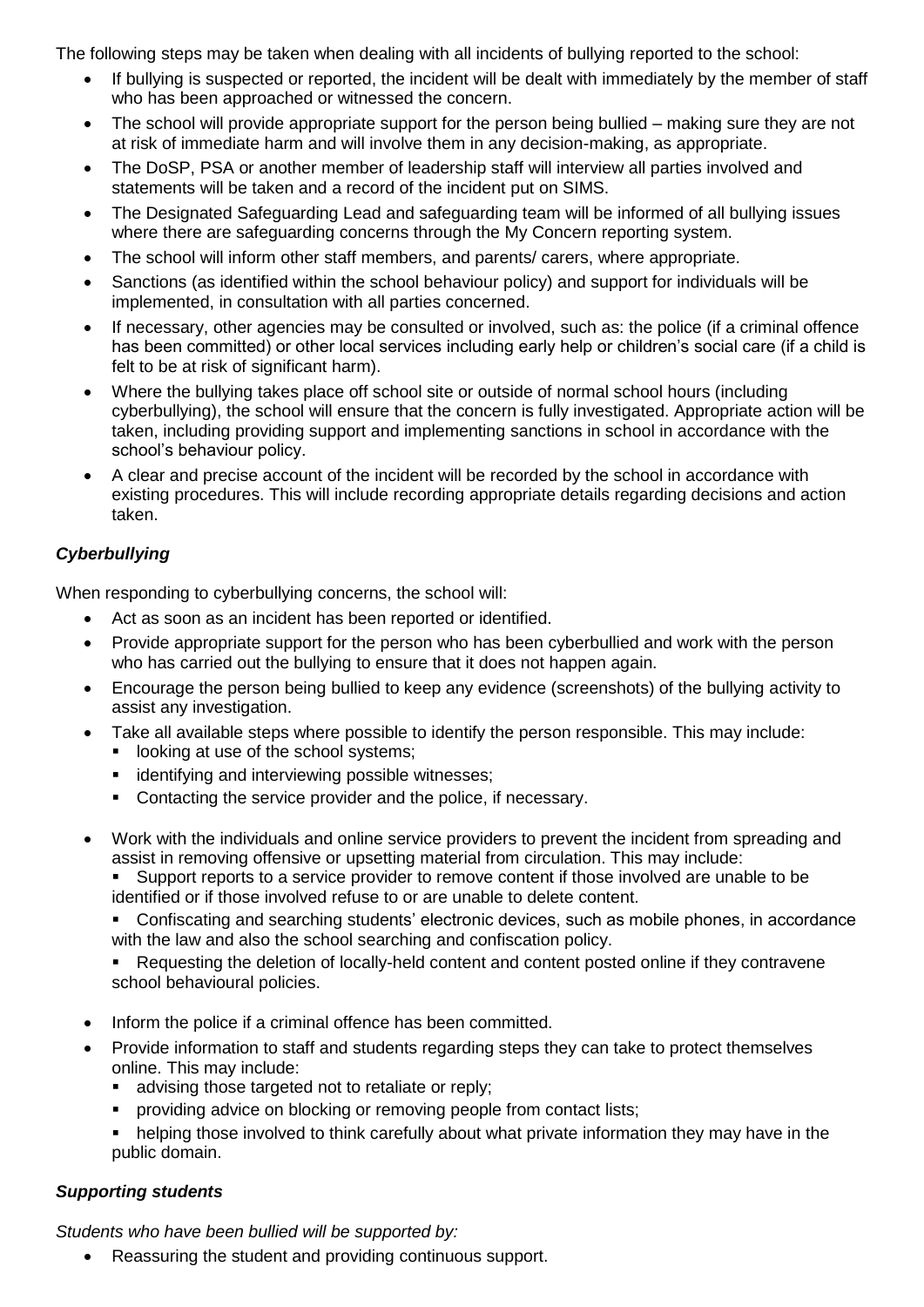The following steps may be taken when dealing with all incidents of bullying reported to the school:

- If bullying is suspected or reported, the incident will be dealt with immediately by the member of staff who has been approached or witnessed the concern.
- The school will provide appropriate support for the person being bullied – making sure they are not at risk of immediate harm and will involve them in any decision-making, as appropriate.
- The DoSP, PSA or another member of leadership staff will interview all parties involved and statements will be taken and a record of the incident put on SIMS.
- The Designated Safeguarding Lead and safeguarding team will be informed of all bullying issues where there are safeguarding concerns through the My Concern reporting system.
- The school will inform other staff members, and parents/ carers, where appropriate.
- Sanctions (as identified within the school behaviour policy) and support for individuals will be implemented, in consultation with all parties concerned.
- If necessary, other agencies may be consulted or involved, such as: the police (if a criminal offence has been committed) or other local services including early help or children's social care (if a child is felt to be at risk of significant harm).
- Where the bullying takes place off school site or outside of normal school hours (including cyberbullying), the school will ensure that the concern is fully investigated. Appropriate action will be taken, including providing support and implementing sanctions in school in accordance with the school's behaviour policy.
- A clear and precise account of the incident will be recorded by the school in accordance with existing procedures. This will include recording appropriate details regarding decisions and action taken.

### *Cyberbullying*

When responding to cyberbullying concerns, the school will:

- Act as soon as an incident has been reported or identified.
- Provide appropriate support for the person who has been cyberbullied and work with the person who has carried out the bullying to ensure that it does not happen again.
- Encourage the person being bullied to keep any evidence (screenshots) of the bullying activity to assist any investigation.
- Take all available steps where possible to identify the person responsible. This may include:
  - looking at use of the school systems;
  - identifying and interviewing possible witnesses;
  - Contacting the service provider and the police, if necessary.
- Work with the individuals and online service providers to prevent the incident from spreading and assist in removing offensive or upsetting material from circulation. This may include:
  - Support reports to a service provider to remove content if those involved are unable to be identified or if those involved refuse to or are unable to delete content.
  - Confiscating and searching students' electronic devices, such as mobile phones, in accordance with the law and also the school searching and confiscation policy.
  - Requesting the deletion of locally-held content and content posted online if they contravene school behavioural policies.
- Inform the police if a criminal offence has been committed.
- Provide information to staff and students regarding steps they can take to protect themselves online. This may include:
  - advising those targeted not to retaliate or reply;
  - providing advice on blocking or removing people from contact lists;
  - helping those involved to think carefully about what private information they may have in the public domain.

### *Supporting students*

*Students who have been bullied will be supported by:*

- Reassuring the student and providing continuous support.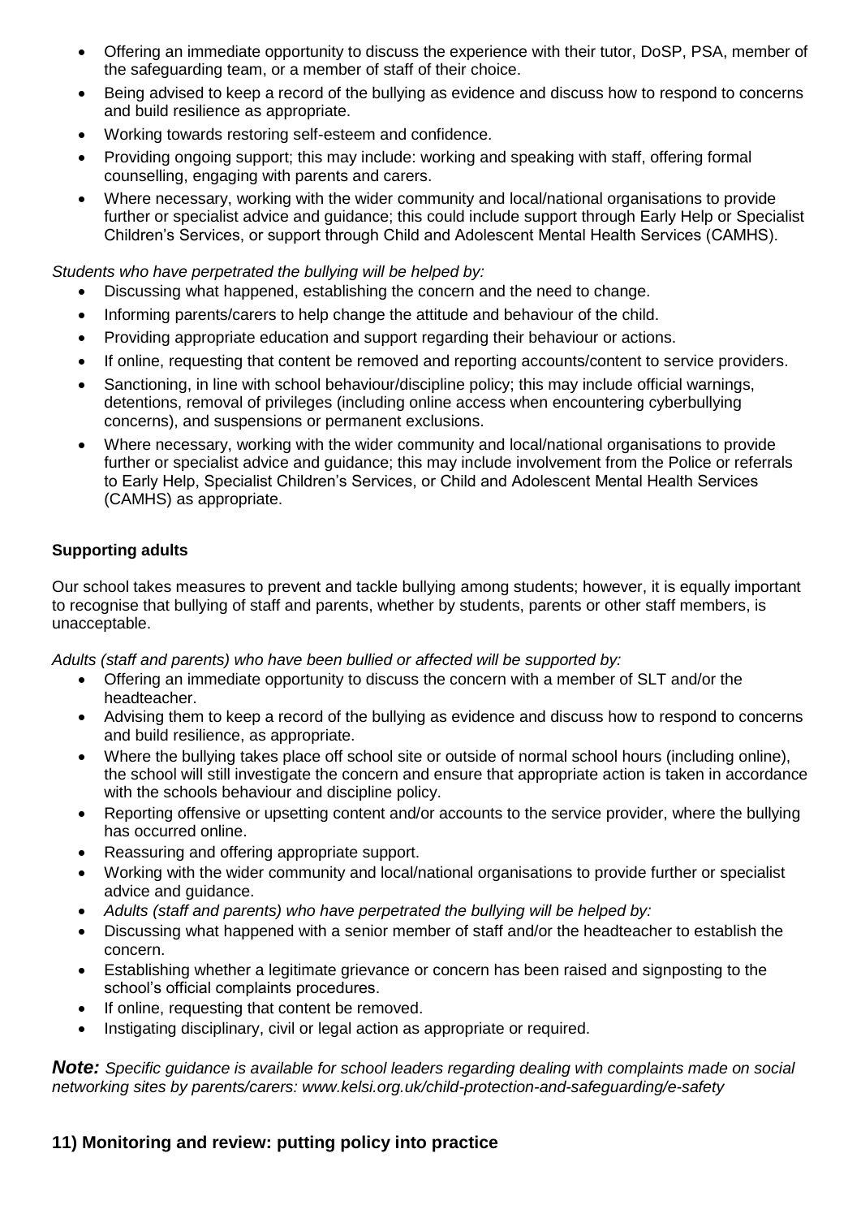- Offering an immediate opportunity to discuss the experience with their tutor, DoSP, PSA, member of the safeguarding team, or a member of staff of their choice.
- Being advised to keep a record of the bullying as evidence and discuss how to respond to concerns and build resilience as appropriate.
- Working towards restoring self-esteem and confidence.
- Providing ongoing support; this may include: working and speaking with staff, offering formal counselling, engaging with parents and carers.
- Where necessary, working with the wider community and local/national organisations to provide further or specialist advice and guidance; this could include support through Early Help or Specialist Children's Services, or support through Child and Adolescent Mental Health Services (CAMHS).

*Students who have perpetrated the bullying will be helped by:*

- Discussing what happened, establishing the concern and the need to change.
- Informing parents/carers to help change the attitude and behaviour of the child.
- Providing appropriate education and support regarding their behaviour or actions.
- If online, requesting that content be removed and reporting accounts/content to service providers.
- Sanctioning, in line with school behaviour/discipline policy; this may include official warnings, detentions, removal of privileges (including online access when encountering cyberbullying concerns), and suspensions or permanent exclusions.
- Where necessary, working with the wider community and local/national organisations to provide further or specialist advice and guidance; this may include involvement from the Police or referrals to Early Help, Specialist Children's Services, or Child and Adolescent Mental Health Services (CAMHS) as appropriate.

**Supporting adults**

Our school takes measures to prevent and tackle bullying among students; however, it is equally important to recognise that bullying of staff and parents, whether by students, parents or other staff members, is unacceptable.

*Adults (staff and parents) who have been bullied or affected will be supported by:*

- Offering an immediate opportunity to discuss the concern with a member of SLT and/or the headteacher.
- Advising them to keep a record of the bullying as evidence and discuss how to respond to concerns and build resilience, as appropriate.
- Where the bullying takes place off school site or outside of normal school hours (including online), the school will still investigate the concern and ensure that appropriate action is taken in accordance with the schools behaviour and discipline policy.
- Reporting offensive or upsetting content and/or accounts to the service provider, where the bullying has occurred online.
- Reassuring and offering appropriate support.
- Working with the wider community and local/national organisations to provide further or specialist advice and guidance.
- *Adults (staff and parents) who have perpetrated the bullying will be helped by:*
- Discussing what happened with a senior member of staff and/or the headteacher to establish the concern.
- Establishing whether a legitimate grievance or concern has been raised and signposting to the school's official complaints procedures.
- If online, requesting that content be removed.
- Instigating disciplinary, civil or legal action as appropriate or required.

***Note:*** *Specific guidance is available for school leaders regarding dealing with complaints made on social networking sites by parents/carers: www.kelsi.org.uk/child-protection-and-safeguarding/e-safety*

## 11) Monitoring and review: putting policy into practice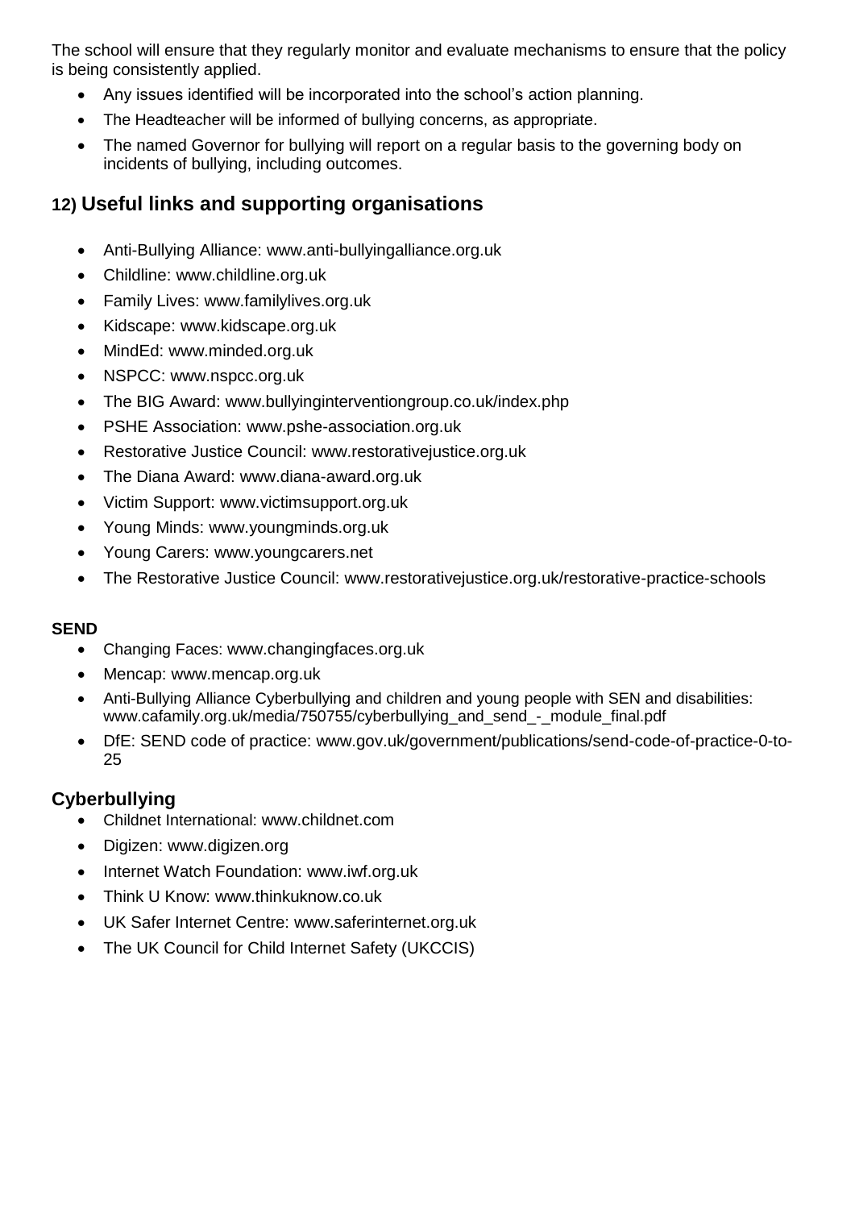The school will ensure that they regularly monitor and evaluate mechanisms to ensure that the policy is being consistently applied.

- Any issues identified will be incorporated into the school's action planning.
- The Headteacher will be informed of bullying concerns, as appropriate.
- The named Governor for bullying will report on a regular basis to the governing body on incidents of bullying, including outcomes.

## 12) Useful links and supporting organisations

- Anti-Bullying Alliance: www.anti-bullyingalliance.org.uk
- Childline: www.childline.org.uk
- Family Lives: www.familylives.org.uk
- Kidscape: www.kidscape.org.uk
- MindEd: www.minded.org.uk
- NSPCC: www.nspcc.org.uk
- The BIG Award: www.bullyinginterventiongroup.co.uk/index.php
- PSHE Association: www.pshe-association.org.uk
- Restorative Justice Council: www.restorativejustice.org.uk
- The Diana Award: www.diana-award.org.uk
- Victim Support: www.victimsupport.org.uk
- Young Minds: www.youngminds.org.uk
- Young Carers: www.youngcarers.net
- The Restorative Justice Council: www.restorativejustice.org.uk/restorative-practice-schools

**SEND**

- Changing Faces: www.changingfaces.org.uk
- Mencap: www.mencap.org.uk
- Anti-Bullying Alliance Cyberbullying and children and young people with SEN and disabilities: www.cafamily.org.uk/media/750755/cyberbullying_and_send_-_module_final.pdf
- DfE: SEND code of practice: www.gov.uk/government/publications/send-code-of-practice-0-to-25

### Cyberbullying

- Childnet International: www.childnet.com
- Digizen: www.digizen.org
- Internet Watch Foundation: www.iwf.org.uk
- Think U Know: www.thinkuknow.co.uk
- UK Safer Internet Centre: www.saferinternet.org.uk
- The UK Council for Child Internet Safety (UKCCIS)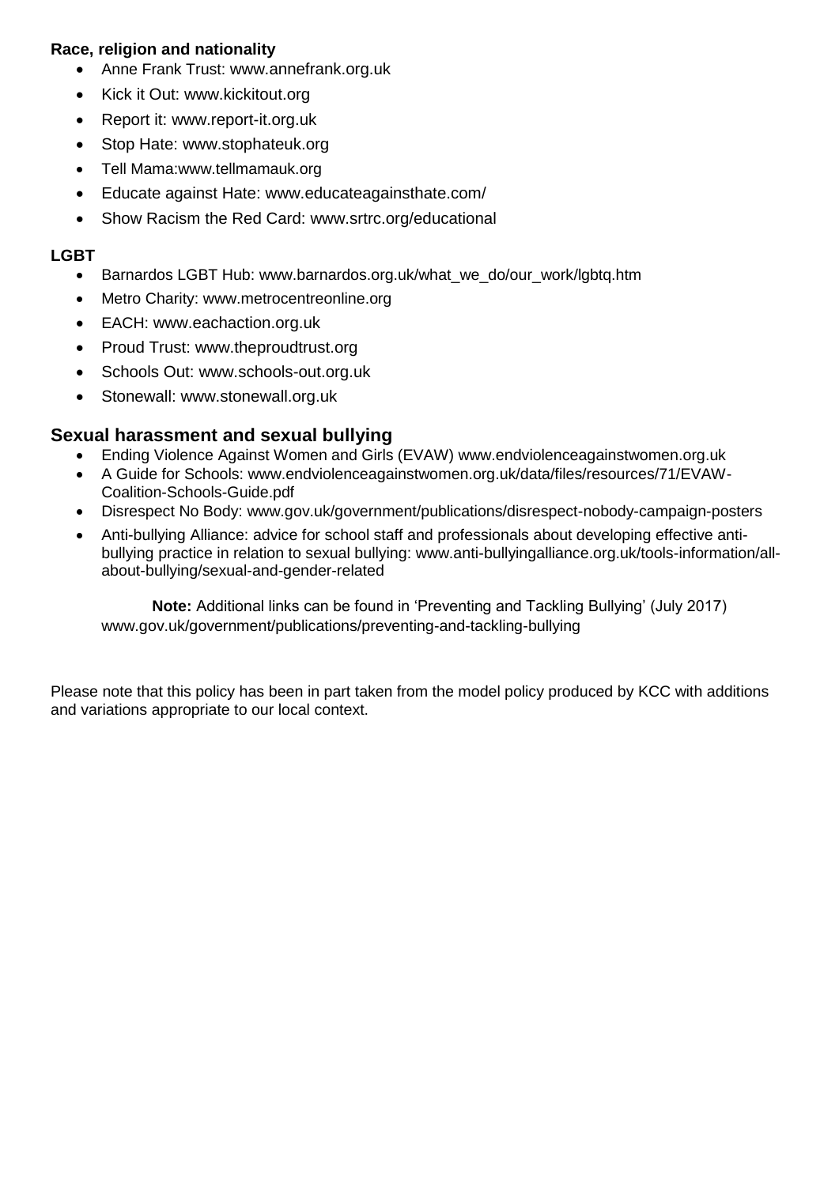**Race, religion and nationality**

- Anne Frank Trust: www.annefrank.org.uk
- Kick it Out: www.kickitout.org
- Report it: www.report-it.org.uk
- Stop Hate: www.stophateuk.org
- Tell Mama:www.tellmamauk.org
- Educate against Hate: www.educateagainsthate.com/
- Show Racism the Red Card: www.srtrc.org/educational

**LGBT**

- Barnardos LGBT Hub: www.barnardos.org.uk/what_we_do/our_work/lgbtq.htm
- Metro Charity: www.metrocentreonline.org
- EACH: www.eachaction.org.uk
- Proud Trust: www.theproudtrust.org
- Schools Out: www.schools-out.org.uk
- Stonewall: www.stonewall.org.uk

## Sexual harassment and sexual bullying

- Ending Violence Against Women and Girls (EVAW) www.endviolenceagainstwomen.org.uk
- A Guide for Schools: www.endviolenceagainstwomen.org.uk/data/files/resources/71/EVAW-Coalition-Schools-Guide.pdf
- Disrespect No Body: www.gov.uk/government/publications/disrespect-nobody-campaign-posters
- Anti-bullying Alliance: advice for school staff and professionals about developing effective anti-bullying practice in relation to sexual bullying: www.anti-bullyingalliance.org.uk/tools-information/all-about-bullying/sexual-and-gender-related

**Note:** Additional links can be found in 'Preventing and Tackling Bullying' (July 2017) www.gov.uk/government/publications/preventing-and-tackling-bullying

Please note that this policy has been in part taken from the model policy produced by KCC with additions and variations appropriate to our local context.